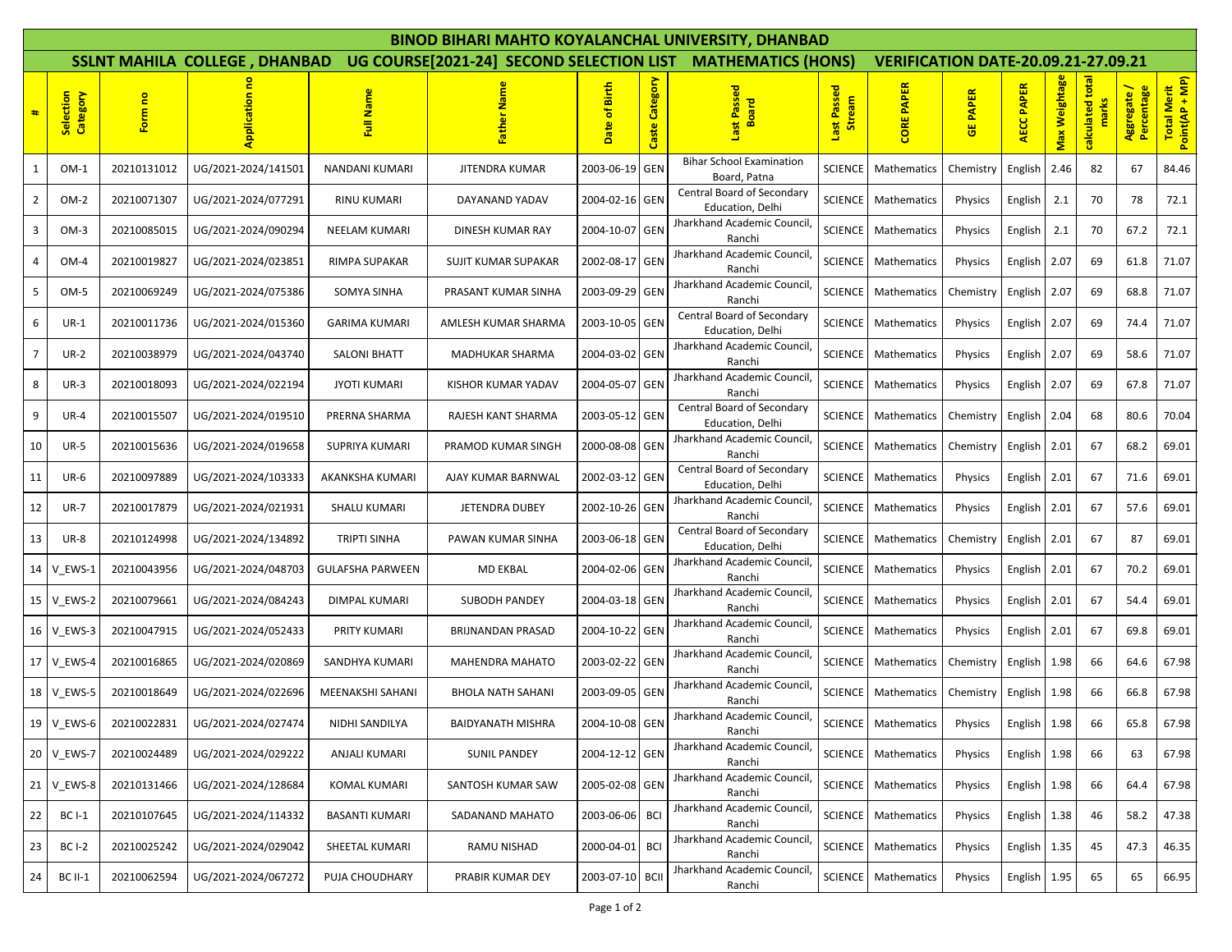# BINOD BIHARI MAHTO KOYALANCHAL UNIVERSITY, DHANBAD

## SSLNT MAHILA COLLEGE , DHANBAD UG COURSE[2021-24] SECOND SELECTION LIST MATHEMATICS (HONS) VERIFICATION DATE-20.09.21-27.09.21

| # | Selection Category | Form no | Application no | Full Name | Father Name | Date of Birth | Caste Category | Last Passed Board | Last Passed Stream | CORE PAPER | GE PAPER | AECC PAPER | Max Weightage | calculated total marks | Aggregate / Percentage | Total Merit Point(AP + MP) |
|---|---|---|---|---|---|---|---|---|---|---|---|---|---|---|---|---|
| 1 | OM-1 | 20210131012 | UG/2021-2024/141501 | NANDANI KUMARI | JITENDRA KUMAR | 2003-06-19 | GEN | Bihar School Examination Board, Patna | SCIENCE | Mathematics | Chemistry | English | 2.46 | 82 | 67 | 84.46 |
| 2 | OM-2 | 20210071307 | UG/2021-2024/077291 | RINU KUMARI | DAYANAND YADAV | 2004-02-16 | GEN | Central Board of Secondary Education, Delhi | SCIENCE | Mathematics | Physics | English | 2.1 | 70 | 78 | 72.1 |
| 3 | OM-3 | 20210085015 | UG/2021-2024/090294 | NEELAM KUMARI | DINESH KUMAR RAY | 2004-10-07 | GEN | Jharkhand Academic Council, Ranchi | SCIENCE | Mathematics | Physics | English | 2.1 | 70 | 67.2 | 72.1 |
| 4 | OM-4 | 20210019827 | UG/2021-2024/023851 | RIMPA SUPAKAR | SUJIT KUMAR SUPAKAR | 2002-08-17 | GEN | Jharkhand Academic Council, Ranchi | SCIENCE | Mathematics | Physics | English | 2.07 | 69 | 61.8 | 71.07 |
| 5 | OM-5 | 20210069249 | UG/2021-2024/075386 | SOMYA SINHA | PRASANT KUMAR SINHA | 2003-09-29 | GEN | Jharkhand Academic Council, Ranchi | SCIENCE | Mathematics | Chemistry | English | 2.07 | 69 | 68.8 | 71.07 |
| 6 | UR-1 | 20210011736 | UG/2021-2024/015360 | GARIMA KUMARI | AMLESH KUMAR SHARMA | 2003-10-05 | GEN | Central Board of Secondary Education, Delhi | SCIENCE | Mathematics | Physics | English | 2.07 | 69 | 74.4 | 71.07 |
| 7 | UR-2 | 20210038979 | UG/2021-2024/043740 | SALONI BHATT | MADHUKAR SHARMA | 2004-03-02 | GEN | Jharkhand Academic Council, Ranchi | SCIENCE | Mathematics | Physics | English | 2.07 | 69 | 58.6 | 71.07 |
| 8 | UR-3 | 20210018093 | UG/2021-2024/022194 | JYOTI KUMARI | KISHOR KUMAR YADAV | 2004-05-07 | GEN | Jharkhand Academic Council, Ranchi | SCIENCE | Mathematics | Physics | English | 2.07 | 69 | 67.8 | 71.07 |
| 9 | UR-4 | 20210015507 | UG/2021-2024/019510 | PRERNA SHARMA | RAJESH KANT SHARMA | 2003-05-12 | GEN | Central Board of Secondary Education, Delhi | SCIENCE | Mathematics | Chemistry | English | 2.04 | 68 | 80.6 | 70.04 |
| 10 | UR-5 | 20210015636 | UG/2021-2024/019658 | SUPRIYA KUMARI | PRAMOD KUMAR SINGH | 2000-08-08 | GEN | Jharkhand Academic Council, Ranchi | SCIENCE | Mathematics | Chemistry | English | 2.01 | 67 | 68.2 | 69.01 |
| 11 | UR-6 | 20210097889 | UG/2021-2024/103333 | AKANKSHA KUMARI | AJAY KUMAR BARNWAL | 2002-03-12 | GEN | Central Board of Secondary Education, Delhi | SCIENCE | Mathematics | Physics | English | 2.01 | 67 | 71.6 | 69.01 |
| 12 | UR-7 | 20210017879 | UG/2021-2024/021931 | SHALU KUMARI | JETENDRA DUBEY | 2002-10-26 | GEN | Jharkhand Academic Council, Ranchi | SCIENCE | Mathematics | Physics | English | 2.01 | 67 | 57.6 | 69.01 |
| 13 | UR-8 | 20210124998 | UG/2021-2024/134892 | TRIPTI SINHA | PAWAN KUMAR SINHA | 2003-06-18 | GEN | Central Board of Secondary Education, Delhi | SCIENCE | Mathematics | Chemistry | English | 2.01 | 67 | 87 | 69.01 |
| 14 | V_EWS-1 | 20210043956 | UG/2021-2024/048703 | GULAFSHA PARWEEN | MD EKBAL | 2004-02-06 | GEN | Jharkhand Academic Council, Ranchi | SCIENCE | Mathematics | Physics | English | 2.01 | 67 | 70.2 | 69.01 |
| 15 | V_EWS-2 | 20210079661 | UG/2021-2024/084243 | DIMPAL KUMARI | SUBODH PANDEY | 2004-03-18 | GEN | Jharkhand Academic Council, Ranchi | SCIENCE | Mathematics | Physics | English | 2.01 | 67 | 54.4 | 69.01 |
| 16 | V_EWS-3 | 20210047915 | UG/2021-2024/052433 | PRITY KUMARI | BRIJNANDAN PRASAD | 2004-10-22 | GEN | Jharkhand Academic Council, Ranchi | SCIENCE | Mathematics | Physics | English | 2.01 | 67 | 69.8 | 69.01 |
| 17 | V_EWS-4 | 20210016865 | UG/2021-2024/020869 | SANDHYA KUMARI | MAHENDRA MAHATO | 2003-02-22 | GEN | Jharkhand Academic Council, Ranchi | SCIENCE | Mathematics | Chemistry | English | 1.98 | 66 | 64.6 | 67.98 |
| 18 | V_EWS-5 | 20210018649 | UG/2021-2024/022696 | MEENAKSHI SAHANI | BHOLA NATH SAHANI | 2003-09-05 | GEN | Jharkhand Academic Council, Ranchi | SCIENCE | Mathematics | Chemistry | English | 1.98 | 66 | 66.8 | 67.98 |
| 19 | V_EWS-6 | 20210022831 | UG/2021-2024/027474 | NIDHI SANDILYA | BAIDYANATH MISHRA | 2004-10-08 | GEN | Jharkhand Academic Council, Ranchi | SCIENCE | Mathematics | Physics | English | 1.98 | 66 | 65.8 | 67.98 |
| 20 | V_EWS-7 | 20210024489 | UG/2021-2024/029222 | ANJALI KUMARI | SUNIL PANDEY | 2004-12-12 | GEN | Jharkhand Academic Council, Ranchi | SCIENCE | Mathematics | Physics | English | 1.98 | 66 | 63 | 67.98 |
| 21 | V_EWS-8 | 20210131466 | UG/2021-2024/128684 | KOMAL KUMARI | SANTOSH KUMAR SAW | 2005-02-08 | GEN | Jharkhand Academic Council, Ranchi | SCIENCE | Mathematics | Physics | English | 1.98 | 66 | 64.4 | 67.98 |
| 22 | BC I-1 | 20210107645 | UG/2021-2024/114332 | BASANTI KUMARI | SADANAND MAHATO | 2003-06-06 | BCI | Jharkhand Academic Council, Ranchi | SCIENCE | Mathematics | Physics | English | 1.38 | 46 | 58.2 | 47.38 |
| 23 | BC I-2 | 20210025242 | UG/2021-2024/029042 | SHEETAL KUMARI | RAMU NISHAD | 2000-04-01 | BCI | Jharkhand Academic Council, Ranchi | SCIENCE | Mathematics | Physics | English | 1.35 | 45 | 47.3 | 46.35 |
| 24 | BC II-1 | 20210062594 | UG/2021-2024/067272 | PUJA CHOUDHARY | PRABIR KUMAR DEY | 2003-07-10 | BCII | Jharkhand Academic Council, Ranchi | SCIENCE | Mathematics | Physics | English | 1.95 | 65 | 65 | 66.95 |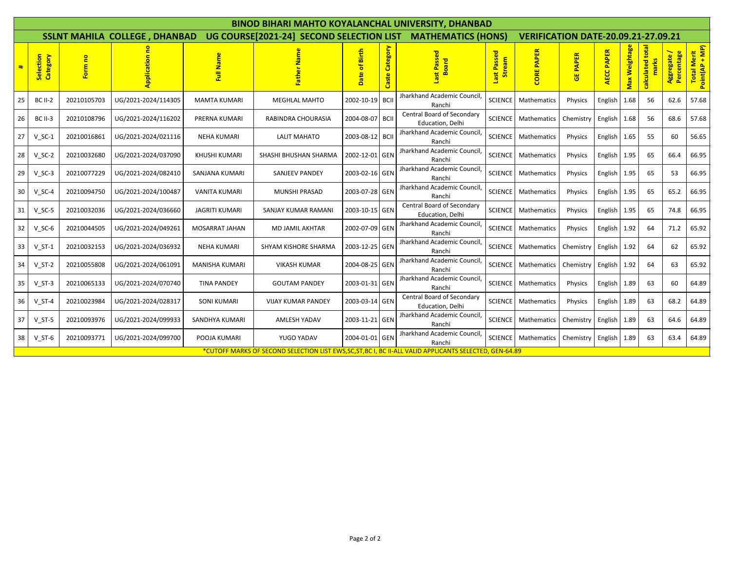# BINOD BIHARI MAHTO KOYALANCHAL UNIVERSITY, DHANBAD

## SSLNT MAHILA COLLEGE , DHANBAD UG COURSE[2021-24] SECOND SELECTION LIST MATHEMATICS (HONS) VERIFICATION DATE-20.09.21-27.09.21

| # | Selection Category | Form no | Application no | Full Name | Father Name | Date of Birth | Caste Category | Last Passed Board | Last Passed Stream | CORE PAPER | GE PAPER | AECC PAPER | Max Weightage | calculated total marks | Aggregate / Percentage | Total Merit Point(AP + MP) |
|---|---|---|---|---|---|---|---|---|---|---|---|---|---|---|---|---|
| 25 | BC II-2 | 20210105703 | UG/2021-2024/114305 | MAMTA KUMARI | MEGHLAL MAHTO | 2002-10-19 | BCII | Jharkhand Academic Council, Ranchi | SCIENCE | Mathematics | Physics | English | 1.68 | 56 | 62.6 | 57.68 |
| 26 | BC II-3 | 20210108796 | UG/2021-2024/116202 | PRERNA KUMARI | RABINDRA CHOURASIA | 2004-08-07 | BCII | Central Board of Secondary Education, Delhi | SCIENCE | Mathematics | Chemistry | English | 1.68 | 56 | 68.6 | 57.68 |
| 27 | V_SC-1 | 20210016861 | UG/2021-2024/021116 | NEHA KUMARI | LALIT MAHATO | 2003-08-12 | BCII | Jharkhand Academic Council, Ranchi | SCIENCE | Mathematics | Physics | English | 1.65 | 55 | 60 | 56.65 |
| 28 | V_SC-2 | 20210032680 | UG/2021-2024/037090 | KHUSHI KUMARI | SHASHI BHUSHAN SHARMA | 2002-12-01 | GEN | Jharkhand Academic Council, Ranchi | SCIENCE | Mathematics | Physics | English | 1.95 | 65 | 66.4 | 66.95 |
| 29 | V_SC-3 | 20210077229 | UG/2021-2024/082410 | SANJANA KUMARI | SANJEEV PANDEY | 2003-02-16 | GEN | Jharkhand Academic Council, Ranchi | SCIENCE | Mathematics | Physics | English | 1.95 | 65 | 53 | 66.95 |
| 30 | V_SC-4 | 20210094750 | UG/2021-2024/100487 | VANITA KUMARI | MUNSHI PRASAD | 2003-07-28 | GEN | Jharkhand Academic Council, Ranchi | SCIENCE | Mathematics | Physics | English | 1.95 | 65 | 65.2 | 66.95 |
| 31 | V_SC-5 | 20210032036 | UG/2021-2024/036660 | JAGRITI KUMARI | SANJAY KUMAR RAMANI | 2003-10-15 | GEN | Central Board of Secondary Education, Delhi | SCIENCE | Mathematics | Physics | English | 1.95 | 65 | 74.8 | 66.95 |
| 32 | V_SC-6 | 20210044505 | UG/2021-2024/049261 | MOSARRAT JAHAN | MD JAMIL AKHTAR | 2002-07-09 | GEN | Jharkhand Academic Council, Ranchi | SCIENCE | Mathematics | Physics | English | 1.92 | 64 | 71.2 | 65.92 |
| 33 | V_ST-1 | 20210032153 | UG/2021-2024/036932 | NEHA KUMARI | SHYAM KISHORE SHARMA | 2003-12-25 | GEN | Jharkhand Academic Council, Ranchi | SCIENCE | Mathematics | Chemistry | English | 1.92 | 64 | 62 | 65.92 |
| 34 | V_ST-2 | 20210055808 | UG/2021-2024/061091 | MANISHA KUMARI | VIKASH KUMAR | 2004-08-25 | GEN | Jharkhand Academic Council, Ranchi | SCIENCE | Mathematics | Chemistry | English | 1.92 | 64 | 63 | 65.92 |
| 35 | V_ST-3 | 20210065133 | UG/2021-2024/070740 | TINA PANDEY | GOUTAM PANDEY | 2003-01-31 | GEN | Jharkhand Academic Council, Ranchi | SCIENCE | Mathematics | Physics | English | 1.89 | 63 | 60 | 64.89 |
| 36 | V_ST-4 | 20210023984 | UG/2021-2024/028317 | SONI KUMARI | VIJAY KUMAR PANDEY | 2003-03-14 | GEN | Central Board of Secondary Education, Delhi | SCIENCE | Mathematics | Physics | English | 1.89 | 63 | 68.2 | 64.89 |
| 37 | V_ST-5 | 20210093976 | UG/2021-2024/099933 | SANDHYA KUMARI | AMLESH YADAV | 2003-11-21 | GEN | Jharkhand Academic Council, Ranchi | SCIENCE | Mathematics | Chemistry | English | 1.89 | 63 | 64.6 | 64.89 |
| 38 | V_ST-6 | 20210093771 | UG/2021-2024/099700 | POOJA KUMARI | YUGO YADAV | 2004-01-01 | GEN | Jharkhand Academic Council, Ranchi | SCIENCE | Mathematics | Chemistry | English | 1.89 | 63 | 63.4 | 64.89 |

*CUTOFF MARKS OF SECOND SELECTION LIST EWS,SC,ST,BC I, BC II-ALL VALID APPLICANTS SELECTED, GEN-64.89